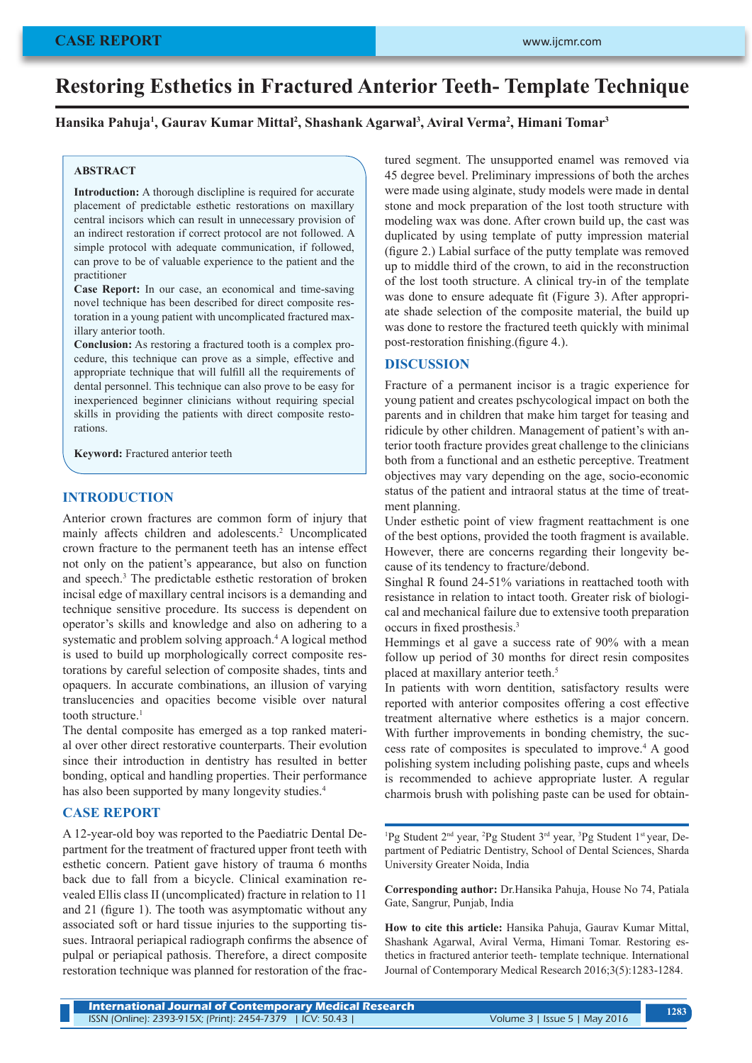CASE REPORT

# Restoring Esthetics in Fractured Anterior Teeth- Template Technique

**Hansika Pahuja[1], Gaurav Kumar Mittal[2], Shashank Agarwal[3], Aviral Verma[2], Himani Tomar[3]**

## ABSTRACT

**Introduction:** A thorough disclipline is required for accurate placement of predictable esthetic restorations on maxillary central incisors which can result in unnecessary provision of an indirect restoration if correct protocol are not followed. A simple protocol with adequate communication, if followed, can prove to be of valuable experience to the patient and the practitioner

**Case Report:** In our case, an economical and time-saving novel technique has been described for direct composite restoration in a young patient with uncomplicated fractured maxillary anterior tooth.

**Conclusion:** As restoring a fractured tooth is a complex procedure, this technique can prove as a simple, effective and appropriate technique that will fulfill all the requirements of dental personnel. This technique can also prove to be easy for inexperienced beginner clinicians without requiring special skills in providing the patients with direct composite restorations.

**Keyword:** Fractured anterior teeth

## INTRODUCTION

Anterior crown fractures are common form of injury that mainly affects children and adolescents.[2] Uncomplicated crown fracture to the permanent teeth has an intense effect not only on the patient's appearance, but also on function and speech.[3] The predictable esthetic restoration of broken incisal edge of maxillary central incisors is a demanding and technique sensitive procedure. Its success is dependent on operator's skills and knowledge and also on adhering to a systematic and problem solving approach.[4] A logical method is used to build up morphologically correct composite restorations by careful selection of composite shades, tints and opaquers. In accurate combinations, an illusion of varying translucencies and opacities become visible over natural tooth structure.[1]

The dental composite has emerged as a top ranked material over other direct restorative counterparts. Their evolution since their introduction in dentistry has resulted in better bonding, optical and handling properties. Their performance has also been supported by many longevity studies.[4]

## CASE REPORT

A 12-year-old boy was reported to the Paediatric Dental Department for the treatment of fractured upper front teeth with esthetic concern. Patient gave history of trauma 6 months back due to fall from a bicycle. Clinical examination revealed Ellis class II (uncomplicated) fracture in relation to 11 and 21 (figure 1). The tooth was asymptomatic without any associated soft or hard tissue injuries to the supporting tissues. Intraoral periapical radiograph confirms the absence of pulpal or periapical pathosis. Therefore, a direct composite restoration technique was planned for restoration of the fractured segment. The unsupported enamel was removed via 45 degree bevel. Preliminary impressions of both the arches were made using alginate, study models were made in dental stone and mock preparation of the lost tooth structure with modeling wax was done. After crown build up, the cast was duplicated by using template of putty impression material (figure 2.) Labial surface of the putty template was removed up to middle third of the crown, to aid in the reconstruction of the lost tooth structure. A clinical try-in of the template was done to ensure adequate fit (Figure 3). After appropriate shade selection of the composite material, the build up was done to restore the fractured teeth quickly with minimal post-restoration finishing.(figure 4.).

## DISCUSSION

Fracture of a permanent incisor is a tragic experience for young patient and creates pschycological impact on both the parents and in children that make him target for teasing and ridicule by other children. Management of patient's with anterior tooth fracture provides great challenge to the clinicians both from a functional and an esthetic perceptive. Treatment objectives may vary depending on the age, socio-economic status of the patient and intraoral status at the time of treatment planning.

Under esthetic point of view fragment reattachment is one of the best options, provided the tooth fragment is available. However, there are concerns regarding their longevity because of its tendency to fracture/debond.

Singhal R found 24-51% variations in reattached tooth with resistance in relation to intact tooth. Greater risk of biological and mechanical failure due to extensive tooth preparation occurs in fixed prosthesis.[3]

Hemmings et al gave a success rate of 90% with a mean follow up period of 30 months for direct resin composites placed at maxillary anterior teeth.[5]

In patients with worn dentition, satisfactory results were reported with anterior composites offering a cost effective treatment alternative where esthetics is a major concern. With further improvements in bonding chemistry, the success rate of composites is speculated to improve.[4] A good polishing system including polishing paste, cups and wheels is recommended to achieve appropriate luster. A regular charmois brush with polishing paste can be used for obtain-

[1]Pg Student 2[nd] year, [2]Pg Student 3[rd] year, [3]Pg Student 1[st] year, Department of Pediatric Dentistry, School of Dental Sciences, Sharda University Greater Noida, India

**Corresponding author:** Dr.Hansika Pahuja, House No 74, Patiala Gate, Sangrur, Punjab, India

**How to cite this article:** Hansika Pahuja, Gaurav Kumar Mittal, Shashank Agarwal, Aviral Verma, Himani Tomar. Restoring esthetics in fractured anterior teeth- template technique. International Journal of Contemporary Medical Research 2016;3(5):1283-1284.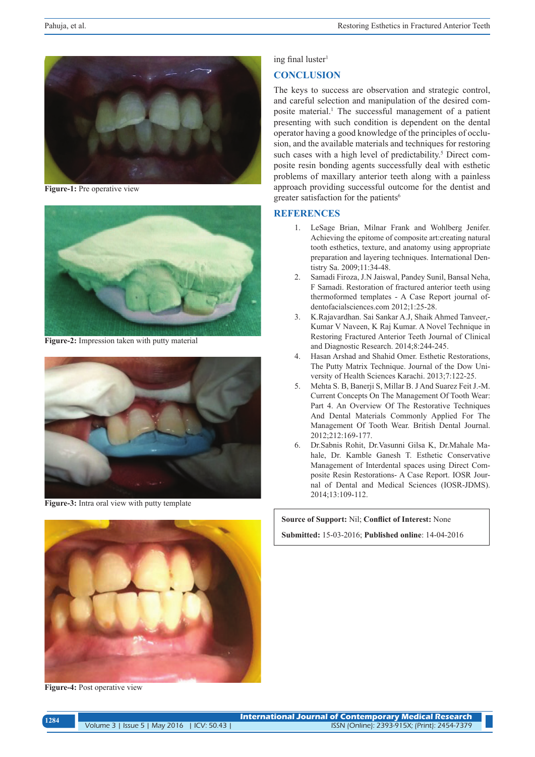Figure-1: Pre operative view

Figure-2: Impression taken with putty material

Figure-3: Intra oral view with putty template

Figure-4: Post operative view

ing final luster[1]

## CONCLUSION

The keys to success are observation and strategic control, and careful selection and manipulation of the desired composite material.[1] The successful management of a patient presenting with such condition is dependent on the dental operator having a good knowledge of the principles of occlusion, and the available materials and techniques for restoring such cases with a high level of predictability.[5] Direct composite resin bonding agents successfully deal with esthetic problems of maxillary anterior teeth along with a painless approach providing successful outcome for the dentist and greater satisfaction for the patients[6]

## REFERENCES

1. LeSage Brian, Milnar Frank and Wohlberg Jenifer. Achieving the epitome of composite art:creating natural tooth esthetics, texture, and anatomy using appropriate preparation and layering techniques. International Dentistry Sa. 2009;11:34-48.
2. Samadi Firoza, J.N Jaiswal, Pandey Sunil, Bansal Neha, F Samadi. Restoration of fractured anterior teeth using thermoformed templates - A Case Report journal ofdentofacialsciences.com 2012;1:25-28.
3. K.Rajavardhan. Sai Sankar A.J, Shaik Ahmed Tanveer,-Kumar V Naveen, K Raj Kumar. A Novel Technique in Restoring Fractured Anterior Teeth Journal of Clinical and Diagnostic Research. 2014;8:244-245.
4. Hasan Arshad and Shahid Omer. Esthetic Restorations, The Putty Matrix Technique. Journal of the Dow University of Health Sciences Karachi. 2013;7:122-25.
5. Mehta S. B, Banerji S, Millar B. J And Suarez Feit J.-M. Current Concepts On The Management Of Tooth Wear: Part 4. An Overview Of The Restorative Techniques And Dental Materials Commonly Applied For The Management Of Tooth Wear. British Dental Journal. 2012;212:169-177.
6. Dr.Sabnis Rohit, Dr.Vasunni Gilsa K, Dr.Mahale Mahale, Dr. Kamble Ganesh T. Esthetic Conservative Management of Interdental spaces using Direct Composite Resin Restorations- A Case Report. IOSR Journal of Dental and Medical Sciences (IOSR-JDMS). 2014;13:109-112.

**Source of Support:** Nil; **Conflict of Interest:** None

**Submitted:** 15-03-2016; **Published online**: 14-04-2016